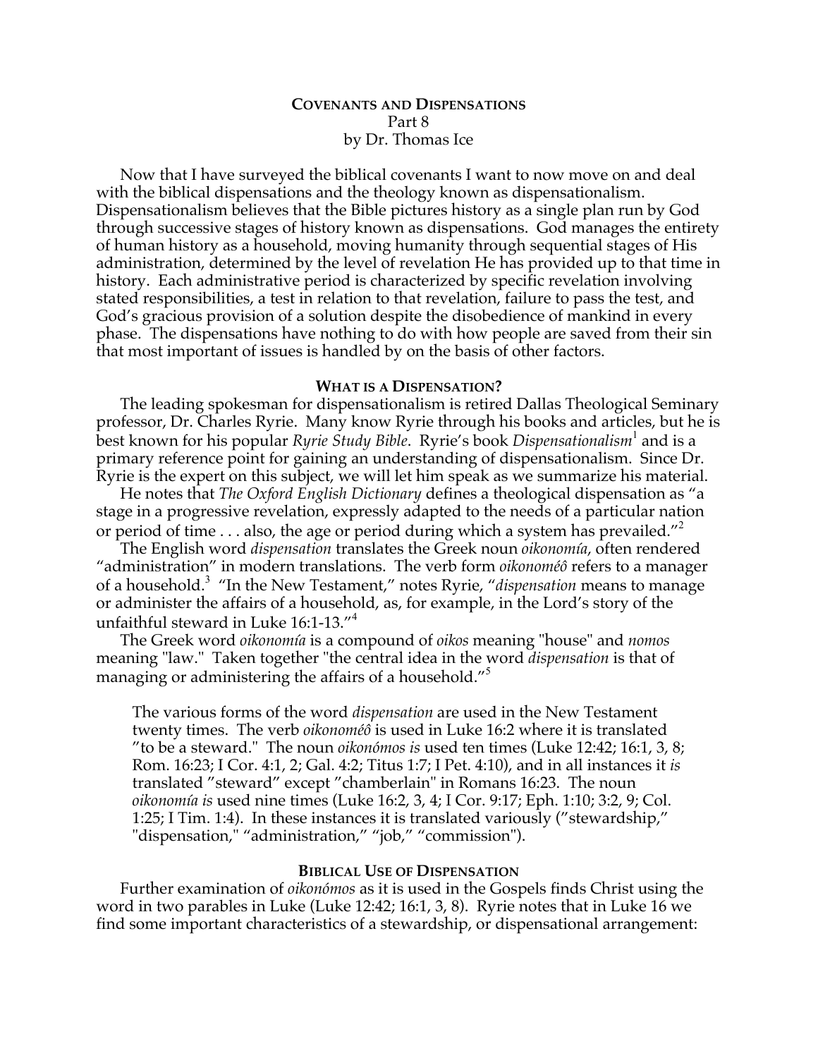# COVENANTS AND DISPENSATIONS

Part 8

by Dr. Thomas Ice

Now that I have surveyed the biblical covenants I want to now move on and deal with the biblical dispensations and the theology known as dispensationalism. Dispensationalism believes that the Bible pictures history as a single plan run by God through successive stages of history known as dispensations. God manages the entirety of human history as a household, moving humanity through sequential stages of His administration, determined by the level of revelation He has provided up to that time in history. Each administrative period is characterized by specific revelation involving stated responsibilities, a test in relation to that revelation, failure to pass the test, and God's gracious provision of a solution despite the disobedience of mankind in every phase. The dispensations have nothing to do with how people are saved from their sin that most important of issues is handled by on the basis of other factors.

## WHAT IS A DISPENSATION?

The leading spokesman for dispensationalism is retired Dallas Theological Seminary professor, Dr. Charles Ryrie. Many know Ryrie through his books and articles, but he is best known for his popular *Ryrie Study Bible*. Ryrie's book *Dispensationalism*[1] and is a primary reference point for gaining an understanding of dispensationalism. Since Dr. Ryrie is the expert on this subject, we will let him speak as we summarize his material.

He notes that *The Oxford English Dictionary* defines a theological dispensation as "a stage in a progressive revelation, expressly adapted to the needs of a particular nation or period of time . . . also, the age or period during which a system has prevailed."[2]

The English word *dispensation* translates the Greek noun *oikonomía*, often rendered "administration" in modern translations. The verb form *oikonoméô* refers to a manager of a household.[3] "In the New Testament," notes Ryrie, "*dispensation* means to manage or administer the affairs of a household, as, for example, in the Lord's story of the unfaithful steward in Luke 16:1-13."[4]

The Greek word *oikonomía* is a compound of *oikos* meaning "house" and *nomos* meaning "law." Taken together "the central idea in the word *dispensation* is that of managing or administering the affairs of a household."[5]

> The various forms of the word *dispensation* are used in the New Testament twenty times. The verb *oikonoméô* is used in Luke 16:2 where it is translated "to be a steward." The noun *oikonómos is* used ten times (Luke 12:42; 16:1, 3, 8; Rom. 16:23; I Cor. 4:1, 2; Gal. 4:2; Titus 1:7; I Pet. 4:10), and in all instances it *is* translated "steward" except "chamberlain" in Romans 16:23. The noun *oikonomía is* used nine times (Luke 16:2, 3, 4; I Cor. 9:17; Eph. 1:10; 3:2, 9; Col. 1:25; I Tim. 1:4). In these instances it is translated variously ("stewardship," "dispensation," "administration," "job," "commission").

## BIBLICAL USE OF DISPENSATION

Further examination of *oikonómos* as it is used in the Gospels finds Christ using the word in two parables in Luke (Luke 12:42; 16:1, 3, 8). Ryrie notes that in Luke 16 we find some important characteristics of a stewardship, or dispensational arrangement: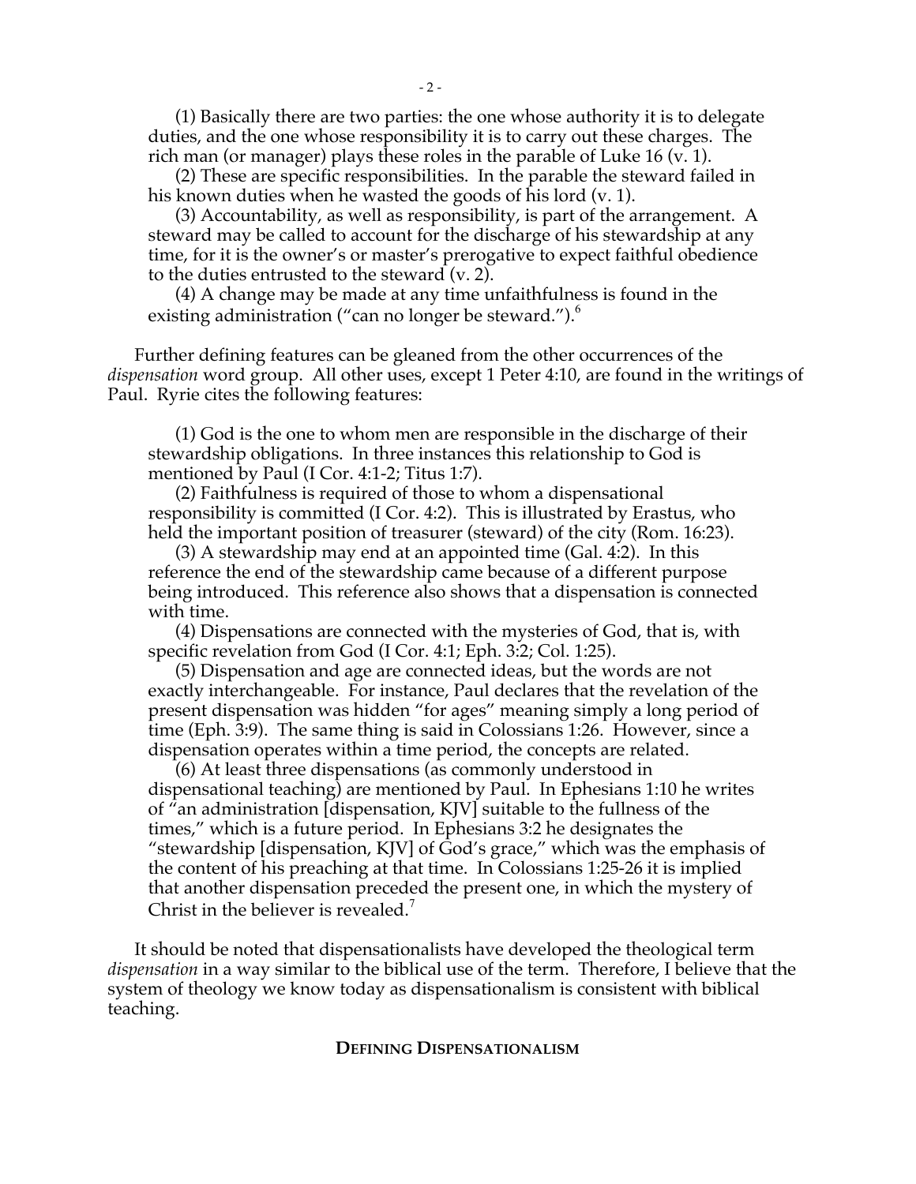(1) Basically there are two parties: the one whose authority it is to delegate duties, and the one whose responsibility it is to carry out these charges. The rich man (or manager) plays these roles in the parable of Luke 16 (v. 1).

(2) These are specific responsibilities. In the parable the steward failed in his known duties when he wasted the goods of his lord (v. 1).

(3) Accountability, as well as responsibility, is part of the arrangement. A steward may be called to account for the discharge of his stewardship at any time, for it is the owner's or master's prerogative to expect faithful obedience to the duties entrusted to the steward (v. 2).

(4) A change may be made at any time unfaithfulness is found in the existing administration ("can no longer be steward.").[6]

Further defining features can be gleaned from the other occurrences of the *dispensation* word group. All other uses, except 1 Peter 4:10, are found in the writings of Paul. Ryrie cites the following features:

(1) God is the one to whom men are responsible in the discharge of their stewardship obligations. In three instances this relationship to God is mentioned by Paul (I Cor. 4:1-2; Titus 1:7).

(2) Faithfulness is required of those to whom a dispensational responsibility is committed (I Cor. 4:2). This is illustrated by Erastus, who held the important position of treasurer (steward) of the city (Rom. 16:23).

(3) A stewardship may end at an appointed time (Gal. 4:2). In this reference the end of the stewardship came because of a different purpose being introduced. This reference also shows that a dispensation is connected with time.

(4) Dispensations are connected with the mysteries of God, that is, with specific revelation from God (I Cor. 4:1; Eph. 3:2; Col. 1:25).

(5) Dispensation and age are connected ideas, but the words are not exactly interchangeable. For instance, Paul declares that the revelation of the present dispensation was hidden "for ages" meaning simply a long period of time (Eph. 3:9). The same thing is said in Colossians 1:26. However, since a dispensation operates within a time period, the concepts are related.

(6) At least three dispensations (as commonly understood in dispensational teaching) are mentioned by Paul. In Ephesians 1:10 he writes of "an administration [dispensation, KJV] suitable to the fullness of the times," which is a future period. In Ephesians 3:2 he designates the "stewardship [dispensation, KJV] of God's grace," which was the emphasis of the content of his preaching at that time. In Colossians 1:25-26 it is implied that another dispensation preceded the present one, in which the mystery of Christ in the believer is revealed.[7]

It should be noted that dispensationalists have developed the theological term *dispensation* in a way similar to the biblical use of the term. Therefore, I believe that the system of theology we know today as dispensationalism is consistent with biblical teaching.

## DEFINING DISPENSATIONALISM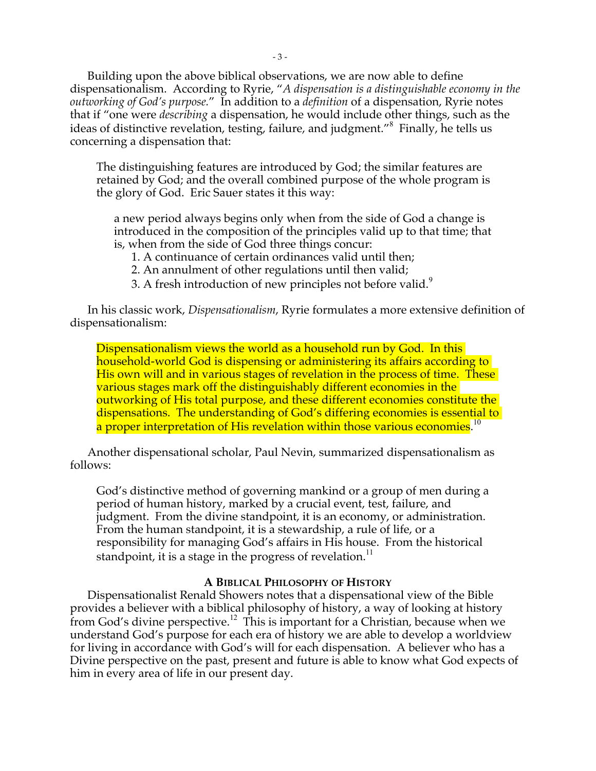Building upon the above biblical observations, we are now able to define dispensationalism. According to Ryrie, "*A dispensation is a distinguishable economy in the outworking of God's purpose.*" In addition to a *definition* of a dispensation, Ryrie notes that if "one were *describing* a dispensation, he would include other things, such as the ideas of distinctive revelation, testing, failure, and judgment."[8] Finally, he tells us concerning a dispensation that:

> The distinguishing features are introduced by God; the similar features are retained by God; and the overall combined purpose of the whole program is the glory of God. Eric Sauer states it this way:
>
> > a new period always begins only when from the side of God a change is introduced in the composition of the principles valid up to that time; that is, when from the side of God three things concur:
> > 1. A continuance of certain ordinances valid until then;
> > 2. An annulment of other regulations until then valid;
> > 3. A fresh introduction of new principles not before valid.[9]

In his classic work, *Dispensationalism*, Ryrie formulates a more extensive definition of dispensationalism:

> Dispensationalism views the world as a household run by God. In this household-world God is dispensing or administering its affairs according to His own will and in various stages of revelation in the process of time. These various stages mark off the distinguishably different economies in the outworking of His total purpose, and these different economies constitute the dispensations. The understanding of God's differing economies is essential to a proper interpretation of His revelation within those various economies.[10]

Another dispensational scholar, Paul Nevin, summarized dispensationalism as follows:

> God's distinctive method of governing mankind or a group of men during a period of human history, marked by a crucial event, test, failure, and judgment. From the divine standpoint, it is an economy, or administration. From the human standpoint, it is a stewardship, a rule of life, or a responsibility for managing God's affairs in His house. From the historical standpoint, it is a stage in the progress of revelation.[11]

## A Biblical Philosophy of History

Dispensationalist Renald Showers notes that a dispensational view of the Bible provides a believer with a biblical philosophy of history, a way of looking at history from God's divine perspective.[12] This is important for a Christian, because when we understand God's purpose for each era of history we are able to develop a worldview for living in accordance with God's will for each dispensation. A believer who has a Divine perspective on the past, present and future is able to know what God expects of him in every area of life in our present day.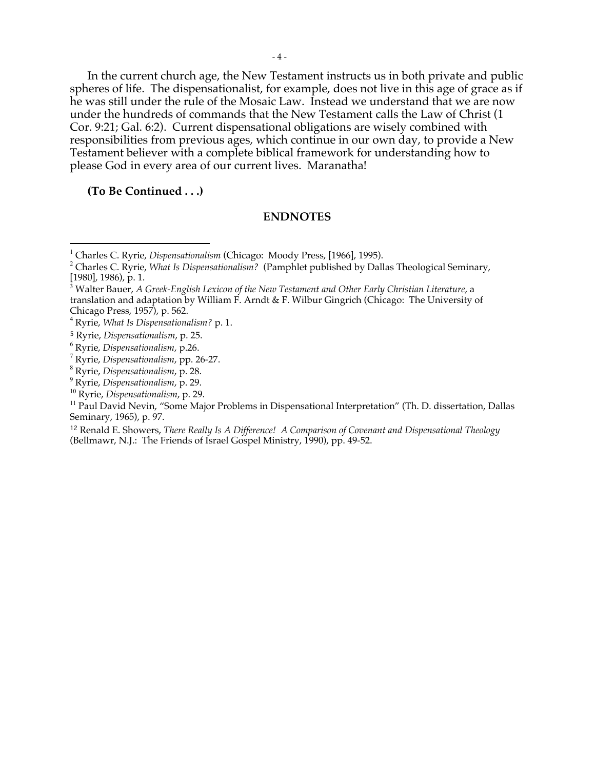In the current church age, the New Testament instructs us in both private and public spheres of life. The dispensationalist, for example, does not live in this age of grace as if he was still under the rule of the Mosaic Law. Instead we understand that we are now under the hundreds of commands that the New Testament calls the Law of Christ (1 Cor. 9:21; Gal. 6:2). Current dispensational obligations are wisely combined with responsibilities from previous ages, which continue in our own day, to provide a New Testament believer with a complete biblical framework for understanding how to please God in every area of our current lives. Maranatha!

**(To Be Continued . . .)**

## ENDNOTES

[1] Charles C. Ryrie, *Dispensationalism* (Chicago: Moody Press, [1966], 1995).

[2] Charles C. Ryrie, *What Is Dispensationalism?* (Pamphlet published by Dallas Theological Seminary, [1980], 1986), p. 1.

[3] Walter Bauer, *A Greek-English Lexicon of the New Testament and Other Early Christian Literature*, a translation and adaptation by William F. Arndt & F. Wilbur Gingrich (Chicago: The University of Chicago Press, 1957), p. 562.

[4] Ryrie, *What Is Dispensationalism?* p. 1.

[5] Ryrie, *Dispensationalism*, p. 25.

[6] Ryrie, *Dispensationalism*, p.26.

[7] Ryrie, *Dispensationalism*, pp. 26-27.

[8] Ryrie, *Dispensationalism*, p. 28.

[9] Ryrie, *Dispensationalism*, p. 29.

[10] Ryrie, *Dispensationalism*, p. 29.

[11] Paul David Nevin, "Some Major Problems in Dispensational Interpretation" (Th. D. dissertation, Dallas Seminary, 1965), p. 97.

[12] Renald E. Showers, *There Really Is A Difference! A Comparison of Covenant and Dispensational Theology* (Bellmawr, N.J.: The Friends of Israel Gospel Ministry, 1990), pp. 49-52.